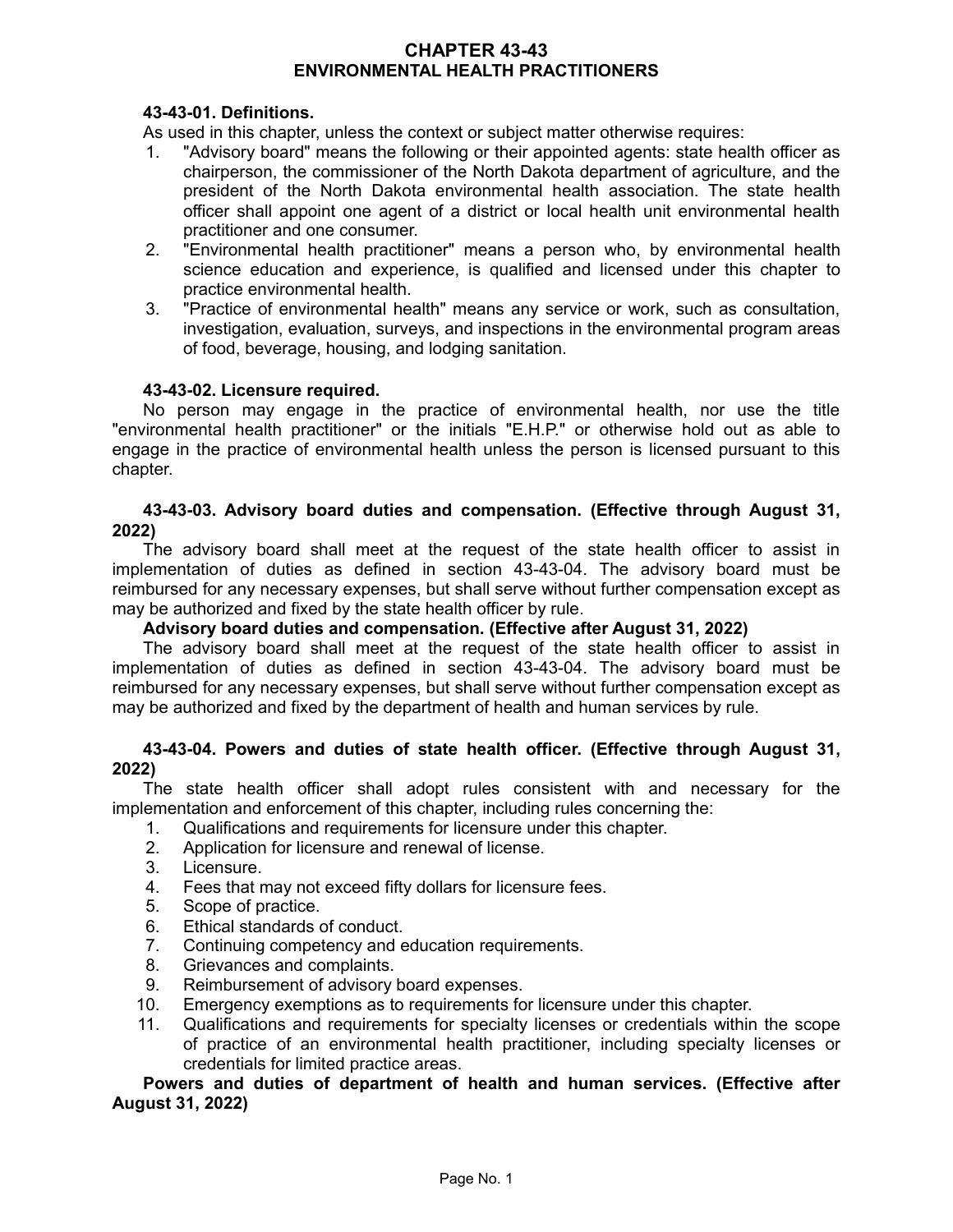# CHAPTER 43-43
# ENVIRONMENTAL HEALTH PRACTITIONERS

**43-43-01. Definitions.**

As used in this chapter, unless the context or subject matter otherwise requires:

1. "Advisory board" means the following or their appointed agents: state health officer as chairperson, the commissioner of the North Dakota department of agriculture, and the president of the North Dakota environmental health association. The state health officer shall appoint one agent of a district or local health unit environmental health practitioner and one consumer.
2. "Environmental health practitioner" means a person who, by environmental health science education and experience, is qualified and licensed under this chapter to practice environmental health.
3. "Practice of environmental health" means any service or work, such as consultation, investigation, evaluation, surveys, and inspections in the environmental program areas of food, beverage, housing, and lodging sanitation.

**43-43-02. Licensure required.**

No person may engage in the practice of environmental health, nor use the title "environmental health practitioner" or the initials "E.H.P." or otherwise hold out as able to engage in the practice of environmental health unless the person is licensed pursuant to this chapter.

**43-43-03. Advisory board duties and compensation. (Effective through August 31, 2022)**

The advisory board shall meet at the request of the state health officer to assist in implementation of duties as defined in section 43-43-04. The advisory board must be reimbursed for any necessary expenses, but shall serve without further compensation except as may be authorized and fixed by the state health officer by rule.

**Advisory board duties and compensation. (Effective after August 31, 2022)**

The advisory board shall meet at the request of the state health officer to assist in implementation of duties as defined in section 43-43-04. The advisory board must be reimbursed for any necessary expenses, but shall serve without further compensation except as may be authorized and fixed by the department of health and human services by rule.

**43-43-04. Powers and duties of state health officer. (Effective through August 31, 2022)**

The state health officer shall adopt rules consistent with and necessary for the implementation and enforcement of this chapter, including rules concerning the:

1. Qualifications and requirements for licensure under this chapter.
2. Application for licensure and renewal of license.
3. Licensure.
4. Fees that may not exceed fifty dollars for licensure fees.
5. Scope of practice.
6. Ethical standards of conduct.
7. Continuing competency and education requirements.
8. Grievances and complaints.
9. Reimbursement of advisory board expenses.
10. Emergency exemptions as to requirements for licensure under this chapter.
11. Qualifications and requirements for specialty licenses or credentials within the scope of practice of an environmental health practitioner, including specialty licenses or credentials for limited practice areas.

**Powers and duties of department of health and human services. (Effective after August 31, 2022)**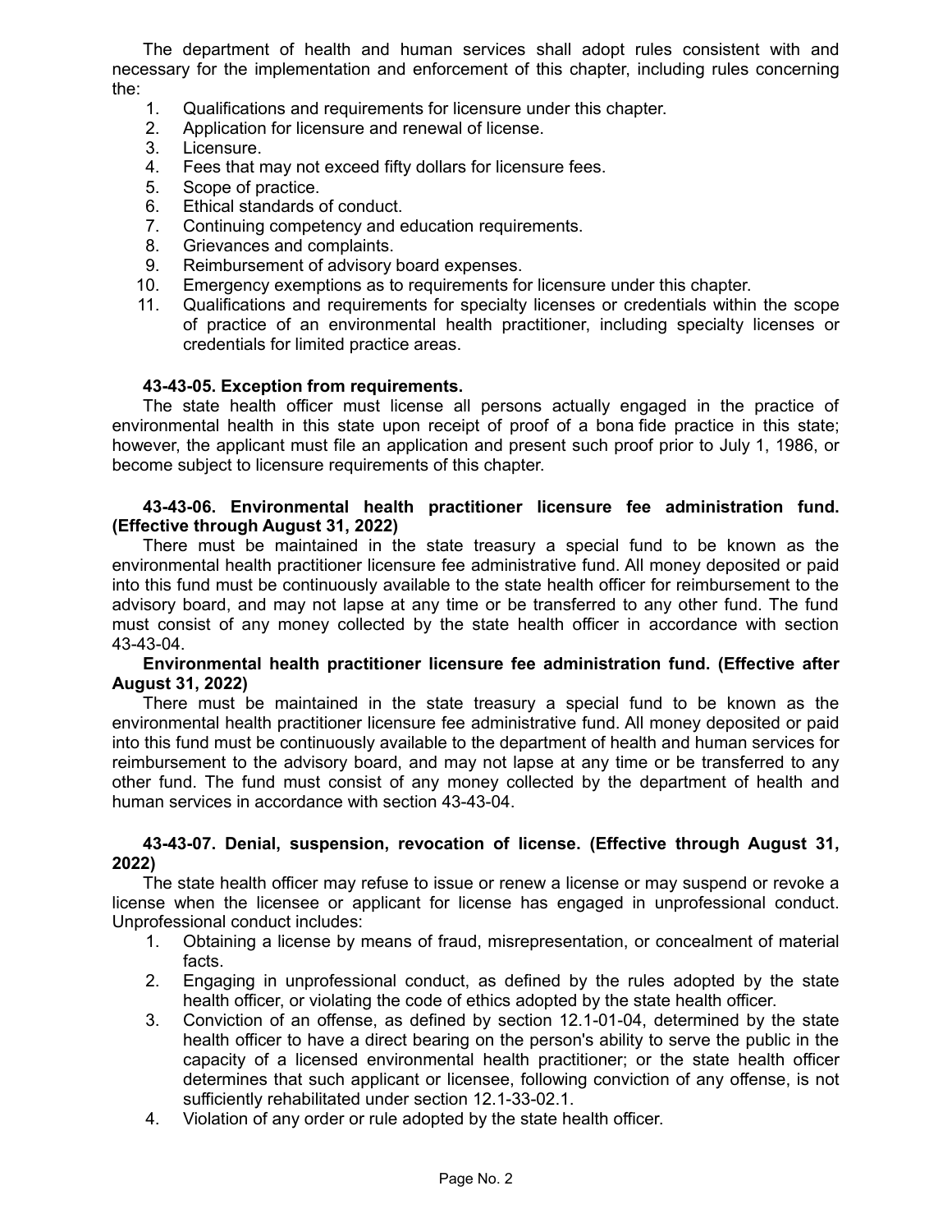The department of health and human services shall adopt rules consistent with and necessary for the implementation and enforcement of this chapter, including rules concerning the:

1. Qualifications and requirements for licensure under this chapter.
2. Application for licensure and renewal of license.
3. Licensure.
4. Fees that may not exceed fifty dollars for licensure fees.
5. Scope of practice.
6. Ethical standards of conduct.
7. Continuing competency and education requirements.
8. Grievances and complaints.
9. Reimbursement of advisory board expenses.
10. Emergency exemptions as to requirements for licensure under this chapter.
11. Qualifications and requirements for specialty licenses or credentials within the scope of practice of an environmental health practitioner, including specialty licenses or credentials for limited practice areas.

**43-43-05. Exception from requirements.**

The state health officer must license all persons actually engaged in the practice of environmental health in this state upon receipt of proof of a bona fide practice in this state; however, the applicant must file an application and present such proof prior to July 1, 1986, or become subject to licensure requirements of this chapter.

**43-43-06. Environmental health practitioner licensure fee administration fund. (Effective through August 31, 2022)**

There must be maintained in the state treasury a special fund to be known as the environmental health practitioner licensure fee administrative fund. All money deposited or paid into this fund must be continuously available to the state health officer for reimbursement to the advisory board, and may not lapse at any time or be transferred to any other fund. The fund must consist of any money collected by the state health officer in accordance with section 43-43-04.

**Environmental health practitioner licensure fee administration fund. (Effective after August 31, 2022)**

There must be maintained in the state treasury a special fund to be known as the environmental health practitioner licensure fee administrative fund. All money deposited or paid into this fund must be continuously available to the department of health and human services for reimbursement to the advisory board, and may not lapse at any time or be transferred to any other fund. The fund must consist of any money collected by the department of health and human services in accordance with section 43-43-04.

**43-43-07. Denial, suspension, revocation of license. (Effective through August 31, 2022)**

The state health officer may refuse to issue or renew a license or may suspend or revoke a license when the licensee or applicant for license has engaged in unprofessional conduct. Unprofessional conduct includes:

1. Obtaining a license by means of fraud, misrepresentation, or concealment of material facts.
2. Engaging in unprofessional conduct, as defined by the rules adopted by the state health officer, or violating the code of ethics adopted by the state health officer.
3. Conviction of an offense, as defined by section 12.1-01-04, determined by the state health officer to have a direct bearing on the person's ability to serve the public in the capacity of a licensed environmental health practitioner; or the state health officer determines that such applicant or licensee, following conviction of any offense, is not sufficiently rehabilitated under section 12.1-33-02.1.
4. Violation of any order or rule adopted by the state health officer.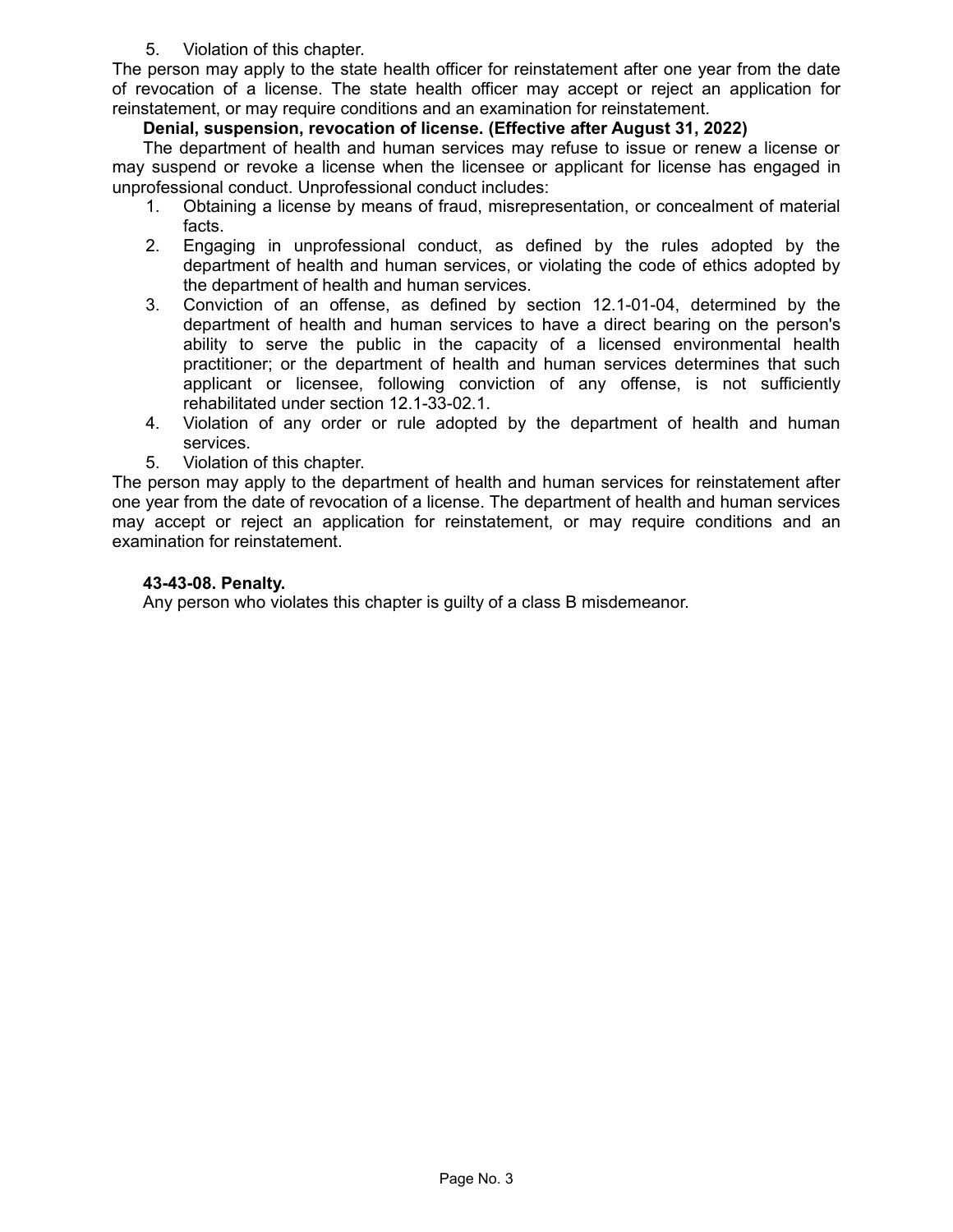5. Violation of this chapter.

The person may apply to the state health officer for reinstatement after one year from the date of revocation of a license. The state health officer may accept or reject an application for reinstatement, or may require conditions and an examination for reinstatement.

**Denial, suspension, revocation of license. (Effective after August 31, 2022)**

The department of health and human services may refuse to issue or renew a license or may suspend or revoke a license when the licensee or applicant for license has engaged in unprofessional conduct. Unprofessional conduct includes:

1. Obtaining a license by means of fraud, misrepresentation, or concealment of material facts.
2. Engaging in unprofessional conduct, as defined by the rules adopted by the department of health and human services, or violating the code of ethics adopted by the department of health and human services.
3. Conviction of an offense, as defined by section 12.1-01-04, determined by the department of health and human services to have a direct bearing on the person's ability to serve the public in the capacity of a licensed environmental health practitioner; or the department of health and human services determines that such applicant or licensee, following conviction of any offense, is not sufficiently rehabilitated under section 12.1-33-02.1.
4. Violation of any order or rule adopted by the department of health and human services.
5. Violation of this chapter.

The person may apply to the department of health and human services for reinstatement after one year from the date of revocation of a license. The department of health and human services may accept or reject an application for reinstatement, or may require conditions and an examination for reinstatement.

**43-43-08. Penalty.**

Any person who violates this chapter is guilty of a class B misdemeanor.